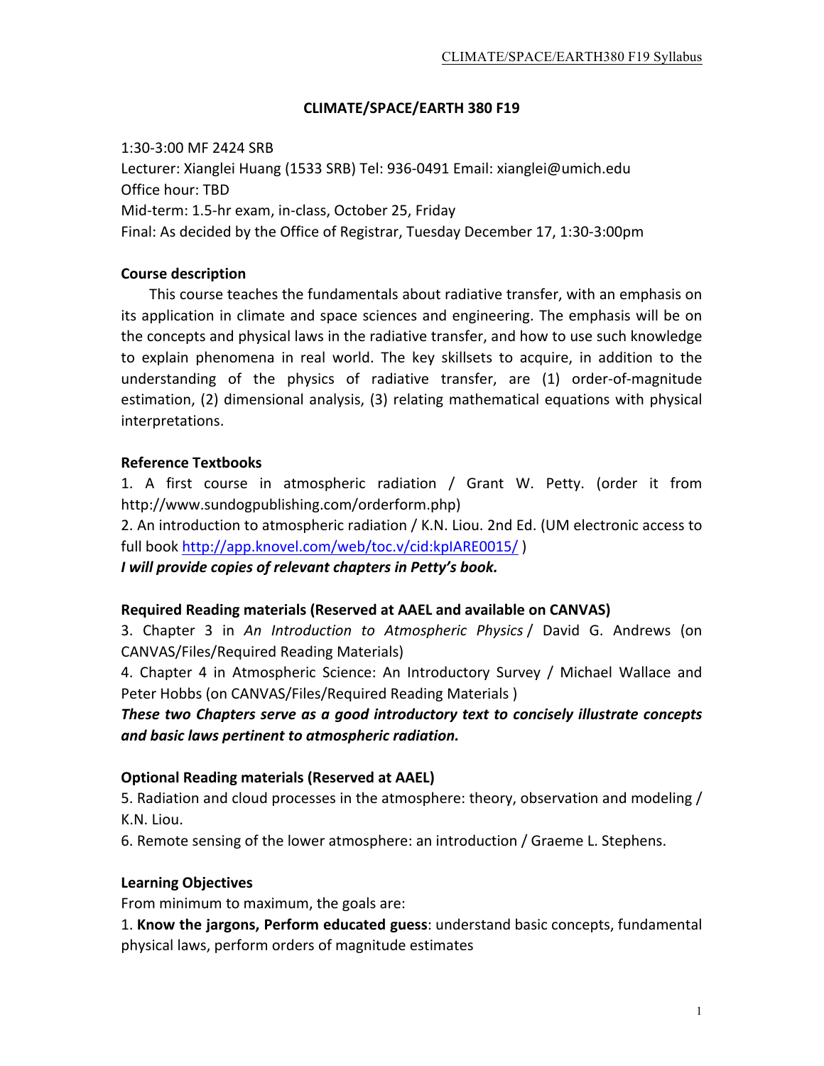# CLIMATE/SPACE/EARTH 380 F19

1:30-3:00 MF 2424 SRB
Lecturer: Xianglei Huang (1533 SRB) Tel: 936-0491 Email: xianglei@umich.edu
Office hour: TBD
Mid-term: 1.5-hr exam, in-class, October 25, Friday
Final: As decided by the Office of Registrar, Tuesday December 17, 1:30-3:00pm

## Course description

This course teaches the fundamentals about radiative transfer, with an emphasis on its application in climate and space sciences and engineering. The emphasis will be on the concepts and physical laws in the radiative transfer, and how to use such knowledge to explain phenomena in real world. The key skillsets to acquire, in addition to the understanding of the physics of radiative transfer, are (1) order-of-magnitude estimation, (2) dimensional analysis, (3) relating mathematical equations with physical interpretations.

## Reference Textbooks

1. A first course in atmospheric radiation / Grant W. Petty. (order it from http://www.sundogpublishing.com/orderform.php)
2. An introduction to atmospheric radiation / K.N. Liou. 2nd Ed. (UM electronic access to full book http://app.knovel.com/web/toc.v/cid:kpIARE0015/ )

***I will provide copies of relevant chapters in Petty's book.***

## Required Reading materials (Reserved at AAEL and available on CANVAS)

3. Chapter 3 in *An Introduction to Atmospheric Physics* / David G. Andrews (on CANVAS/Files/Required Reading Materials)
4. Chapter 4 in Atmospheric Science: An Introductory Survey / Michael Wallace and Peter Hobbs (on CANVAS/Files/Required Reading Materials )

***These two Chapters serve as a good introductory text to concisely illustrate concepts and basic laws pertinent to atmospheric radiation.***

## Optional Reading materials (Reserved at AAEL)

5. Radiation and cloud processes in the atmosphere: theory, observation and modeling / K.N. Liou.
6. Remote sensing of the lower atmosphere: an introduction / Graeme L. Stephens.

## Learning Objectives

From minimum to maximum, the goals are:

1. **Know the jargons, Perform educated guess**: understand basic concepts, fundamental physical laws, perform orders of magnitude estimates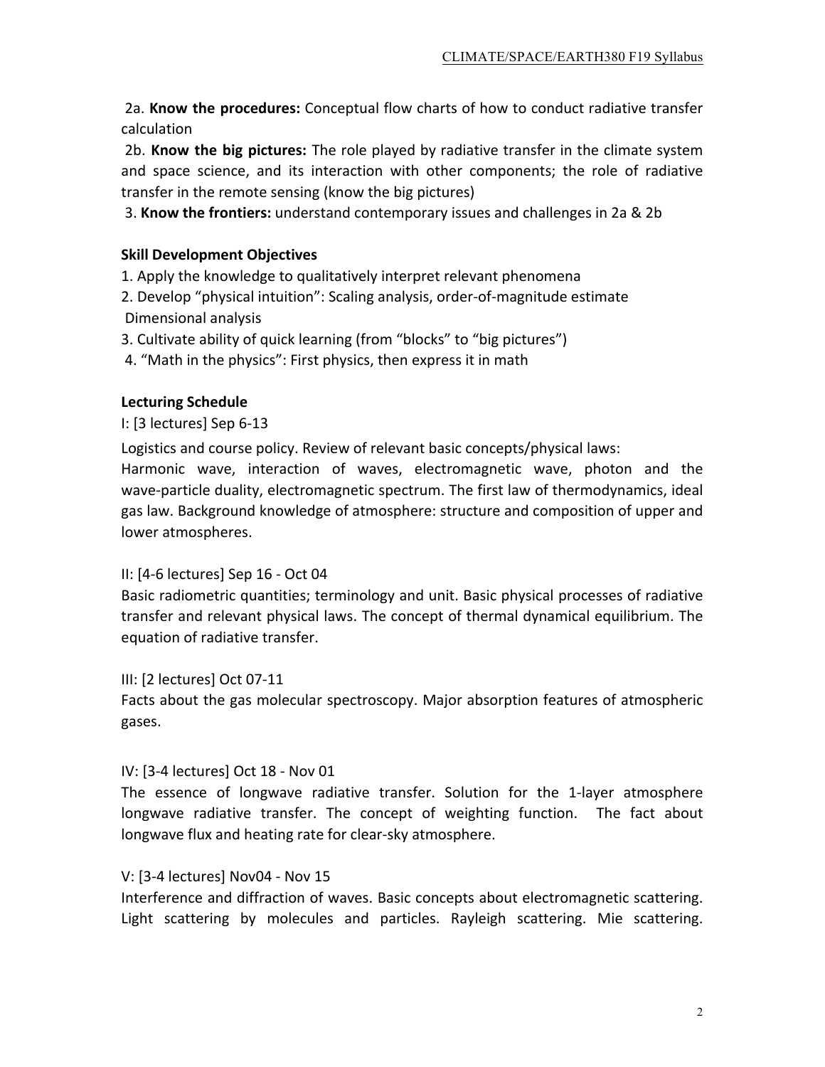2a. **Know the procedures:** Conceptual flow charts of how to conduct radiative transfer calculation

2b. **Know the big pictures:** The role played by radiative transfer in the climate system and space science, and its interaction with other components; the role of radiative transfer in the remote sensing (know the big pictures)

3. **Know the frontiers:** understand contemporary issues and challenges in 2a & 2b

### Skill Development Objectives

1. Apply the knowledge to qualitatively interpret relevant phenomena
2. Develop "physical intuition": Scaling analysis, order-of-magnitude estimate Dimensional analysis
3. Cultivate ability of quick learning (from "blocks" to "big pictures")
4. "Math in the physics": First physics, then express it in math

### Lecturing Schedule

I: [3 lectures] Sep 6-13

Logistics and course policy. Review of relevant basic concepts/physical laws: Harmonic wave, interaction of waves, electromagnetic wave, photon and the wave-particle duality, electromagnetic spectrum. The first law of thermodynamics, ideal gas law. Background knowledge of atmosphere: structure and composition of upper and lower atmospheres.

II: [4-6 lectures] Sep 16 - Oct 04

Basic radiometric quantities; terminology and unit. Basic physical processes of radiative transfer and relevant physical laws. The concept of thermal dynamical equilibrium. The equation of radiative transfer.

III: [2 lectures] Oct 07-11

Facts about the gas molecular spectroscopy. Major absorption features of atmospheric gases.

IV: [3-4 lectures] Oct 18 - Nov 01

The essence of longwave radiative transfer. Solution for the 1-layer atmosphere longwave radiative transfer. The concept of weighting function. The fact about longwave flux and heating rate for clear-sky atmosphere.

V: [3-4 lectures] Nov04 - Nov 15

Interference and diffraction of waves. Basic concepts about electromagnetic scattering. Light scattering by molecules and particles. Rayleigh scattering. Mie scattering.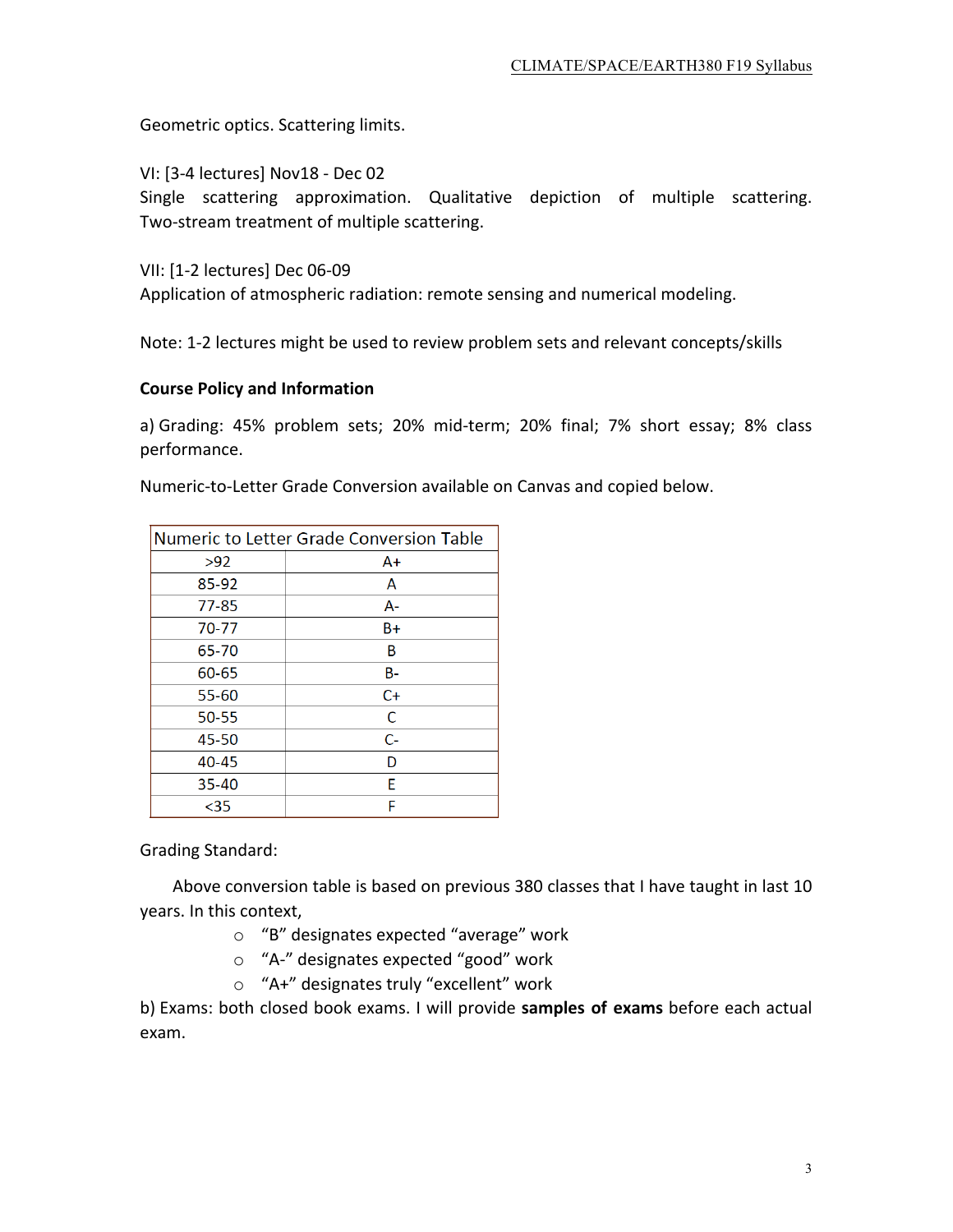Geometric optics. Scattering limits.

VI: [3-4 lectures] Nov18 - Dec 02
Single scattering approximation. Qualitative depiction of multiple scattering. Two-stream treatment of multiple scattering.

VII: [1-2 lectures] Dec 06-09
Application of atmospheric radiation: remote sensing and numerical modeling.

Note: 1-2 lectures might be used to review problem sets and relevant concepts/skills

**Course Policy and Information**

a) Grading: 45% problem sets; 20% mid-term; 20% final; 7% short essay; 8% class performance.

Numeric-to-Letter Grade Conversion available on Canvas and copied below.

| Numeric to Letter Grade Conversion Table | |
|---|---|
| >92 | A+ |
| 85-92 | A |
| 77-85 | A- |
| 70-77 | B+ |
| 65-70 | B |
| 60-65 | B- |
| 55-60 | C+ |
| 50-55 | C |
| 45-50 | C- |
| 40-45 | D |
| 35-40 | E |
| <35 | F |

Grading Standard:

Above conversion table is based on previous 380 classes that I have taught in last 10 years. In this context,

- "B" designates expected "average" work
- "A-" designates expected "good" work
- "A+" designates truly "excellent" work

b) Exams: both closed book exams. I will provide **samples of exams** before each actual exam.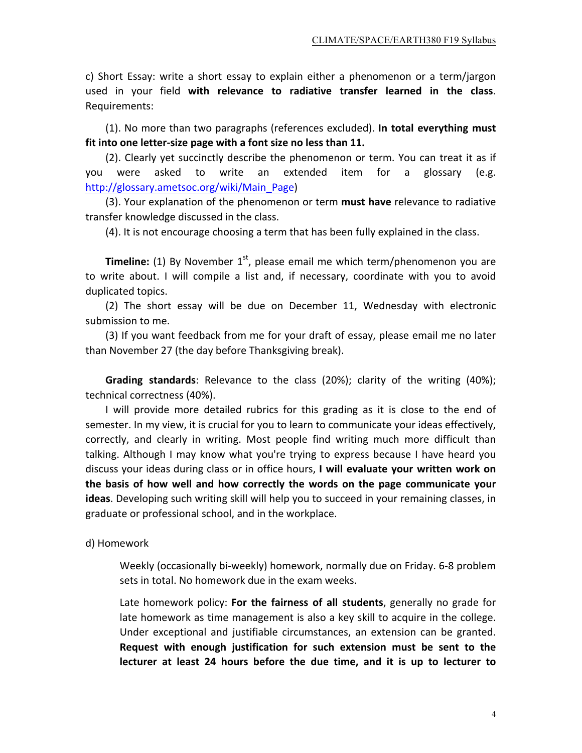c) Short Essay: write a short essay to explain either a phenomenon or a term/jargon used in your field **with relevance to radiative transfer learned in the class**. Requirements:

(1). No more than two paragraphs (references excluded). **In total everything must fit into one letter-size page with a font size no less than 11.**

(2). Clearly yet succinctly describe the phenomenon or term. You can treat it as if you were asked to write an extended item for a glossary (e.g. [http://glossary.ametsoc.org/wiki/Main_Page](http://glossary.ametsoc.org/wiki/Main_Page))

(3). Your explanation of the phenomenon or term **must have** relevance to radiative transfer knowledge discussed in the class.

(4). It is not encourage choosing a term that has been fully explained in the class.

**Timeline:** (1) By November 1st, please email me which term/phenomenon you are to write about. I will compile a list and, if necessary, coordinate with you to avoid duplicated topics.

(2) The short essay will be due on December 11, Wednesday with electronic submission to me.

(3) If you want feedback from me for your draft of essay, please email me no later than November 27 (the day before Thanksgiving break).

**Grading standards**: Relevance to the class (20%); clarity of the writing (40%); technical correctness (40%).

I will provide more detailed rubrics for this grading as it is close to the end of semester. In my view, it is crucial for you to learn to communicate your ideas effectively, correctly, and clearly in writing. Most people find writing much more difficult than talking. Although I may know what you're trying to express because I have heard you discuss your ideas during class or in office hours, **I will evaluate your written work on the basis of how well and how correctly the words on the page communicate your ideas**. Developing such writing skill will help you to succeed in your remaining classes, in graduate or professional school, and in the workplace.

d) Homework

Weekly (occasionally bi-weekly) homework, normally due on Friday. 6-8 problem sets in total. No homework due in the exam weeks.

Late homework policy: **For the fairness of all students**, generally no grade for late homework as time management is also a key skill to acquire in the college. Under exceptional and justifiable circumstances, an extension can be granted. **Request with enough justification for such extension must be sent to the lecturer at least 24 hours before the due time, and it is up to lecturer to**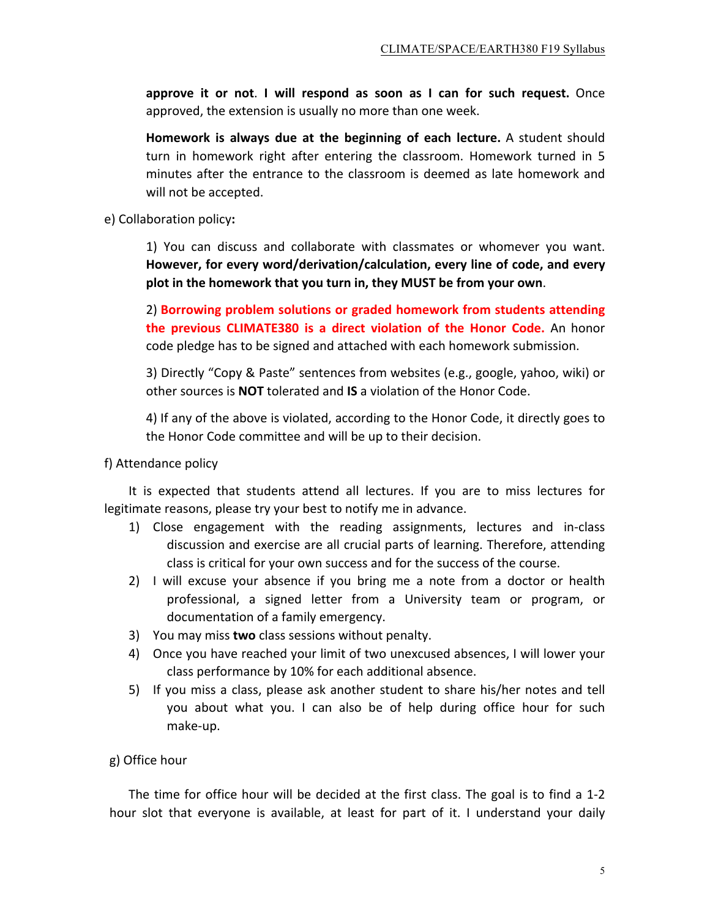**approve it or not**. **I will respond as soon as I can for such request.** Once approved, the extension is usually no more than one week.

**Homework is always due at the beginning of each lecture.** A student should turn in homework right after entering the classroom. Homework turned in 5 minutes after the entrance to the classroom is deemed as late homework and will not be accepted.

e) Collaboration policy**:**

1) You can discuss and collaborate with classmates or whomever you want. **However, for every word/derivation/calculation, every line of code, and every plot in the homework that you turn in, they MUST be from your own**.

2) **Borrowing problem solutions or graded homework from students attending the previous CLIMATE380 is a direct violation of the Honor Code.** An honor code pledge has to be signed and attached with each homework submission.

3) Directly "Copy & Paste" sentences from websites (e.g., google, yahoo, wiki) or other sources is **NOT** tolerated and **IS** a violation of the Honor Code.

4) If any of the above is violated, according to the Honor Code, it directly goes to the Honor Code committee and will be up to their decision.

f) Attendance policy

It is expected that students attend all lectures. If you are to miss lectures for legitimate reasons, please try your best to notify me in advance.

1) Close engagement with the reading assignments, lectures and in-class discussion and exercise are all crucial parts of learning. Therefore, attending class is critical for your own success and for the success of the course.
2) I will excuse your absence if you bring me a note from a doctor or health professional, a signed letter from a University team or program, or documentation of a family emergency.
3) You may miss **two** class sessions without penalty.
4) Once you have reached your limit of two unexcused absences, I will lower your class performance by 10% for each additional absence.
5) If you miss a class, please ask another student to share his/her notes and tell you about what you. I can also be of help during office hour for such make-up.

g) Office hour

The time for office hour will be decided at the first class. The goal is to find a 1-2 hour slot that everyone is available, at least for part of it. I understand your daily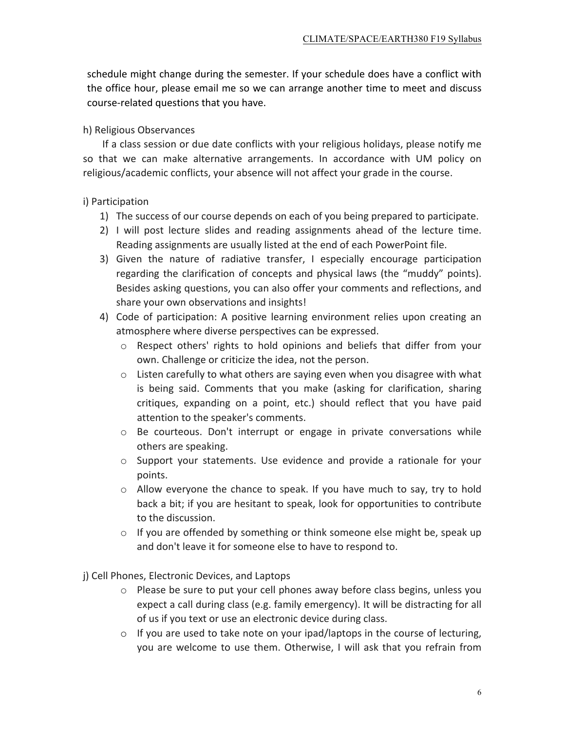schedule might change during the semester. If your schedule does have a conflict with the office hour, please email me so we can arrange another time to meet and discuss course-related questions that you have.

h) Religious Observances

If a class session or due date conflicts with your religious holidays, please notify me so that we can make alternative arrangements. In accordance with UM policy on religious/academic conflicts, your absence will not affect your grade in the course.

i) Participation

1) The success of our course depends on each of you being prepared to participate.
2) I will post lecture slides and reading assignments ahead of the lecture time. Reading assignments are usually listed at the end of each PowerPoint file.
3) Given the nature of radiative transfer, I especially encourage participation regarding the clarification of concepts and physical laws (the "muddy" points). Besides asking questions, you can also offer your comments and reflections, and share your own observations and insights!
4) Code of participation: A positive learning environment relies upon creating an atmosphere where diverse perspectives can be expressed.
   - Respect others' rights to hold opinions and beliefs that differ from your own. Challenge or criticize the idea, not the person.
   - Listen carefully to what others are saying even when you disagree with what is being said. Comments that you make (asking for clarification, sharing critiques, expanding on a point, etc.) should reflect that you have paid attention to the speaker's comments.
   - Be courteous. Don't interrupt or engage in private conversations while others are speaking.
   - Support your statements. Use evidence and provide a rationale for your points.
   - Allow everyone the chance to speak. If you have much to say, try to hold back a bit; if you are hesitant to speak, look for opportunities to contribute to the discussion.
   - If you are offended by something or think someone else might be, speak up and don't leave it for someone else to have to respond to.

j) Cell Phones, Electronic Devices, and Laptops

- Please be sure to put your cell phones away before class begins, unless you expect a call during class (e.g. family emergency). It will be distracting for all of us if you text or use an electronic device during class.
- If you are used to take note on your ipad/laptops in the course of lecturing, you are welcome to use them. Otherwise, I will ask that you refrain from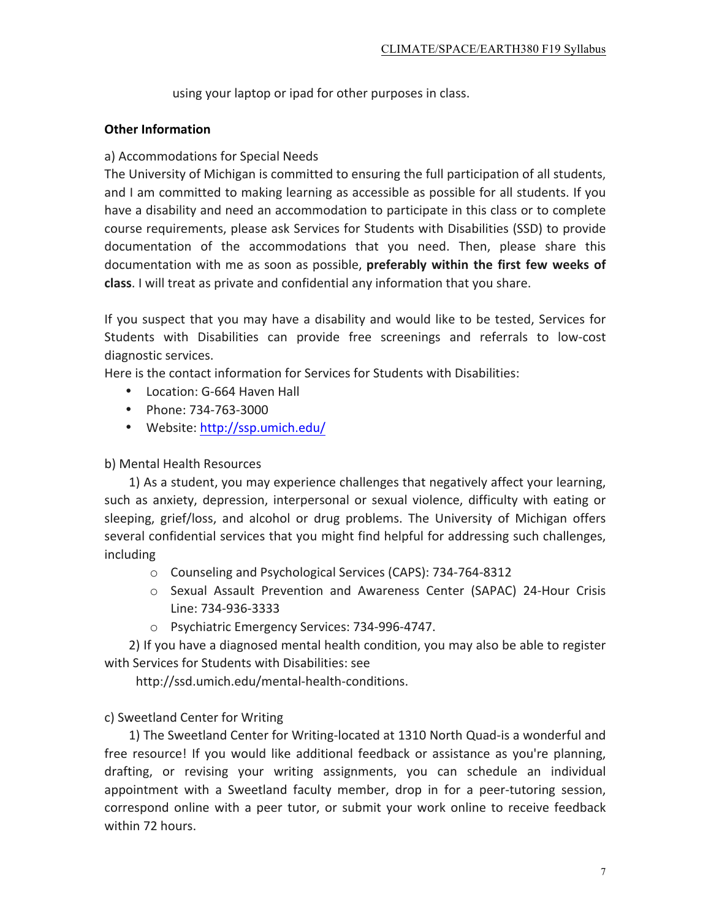using your laptop or ipad for other purposes in class.

**Other Information**

a) Accommodations for Special Needs

The University of Michigan is committed to ensuring the full participation of all students, and I am committed to making learning as accessible as possible for all students. If you have a disability and need an accommodation to participate in this class or to complete course requirements, please ask Services for Students with Disabilities (SSD) to provide documentation of the accommodations that you need. Then, please share this documentation with me as soon as possible, **preferably within the first few weeks of class**. I will treat as private and confidential any information that you share.

If you suspect that you may have a disability and would like to be tested, Services for Students with Disabilities can provide free screenings and referrals to low-cost diagnostic services.

Here is the contact information for Services for Students with Disabilities:

- Location: G-664 Haven Hall
- Phone: 734-763-3000
- Website: http://ssp.umich.edu/

b) Mental Health Resources

1) As a student, you may experience challenges that negatively affect your learning, such as anxiety, depression, interpersonal or sexual violence, difficulty with eating or sleeping, grief/loss, and alcohol or drug problems. The University of Michigan offers several confidential services that you might find helpful for addressing such challenges, including

- Counseling and Psychological Services (CAPS): 734-764-8312
- Sexual Assault Prevention and Awareness Center (SAPAC) 24-Hour Crisis Line: 734-936-3333
- Psychiatric Emergency Services: 734-996-4747.

2) If you have a diagnosed mental health condition, you may also be able to register with Services for Students with Disabilities: see http://ssd.umich.edu/mental-health-conditions.

c) Sweetland Center for Writing

1) The Sweetland Center for Writing-located at 1310 North Quad-is a wonderful and free resource! If you would like additional feedback or assistance as you're planning, drafting, or revising your writing assignments, you can schedule an individual appointment with a Sweetland faculty member, drop in for a peer-tutoring session, correspond online with a peer tutor, or submit your work online to receive feedback within 72 hours.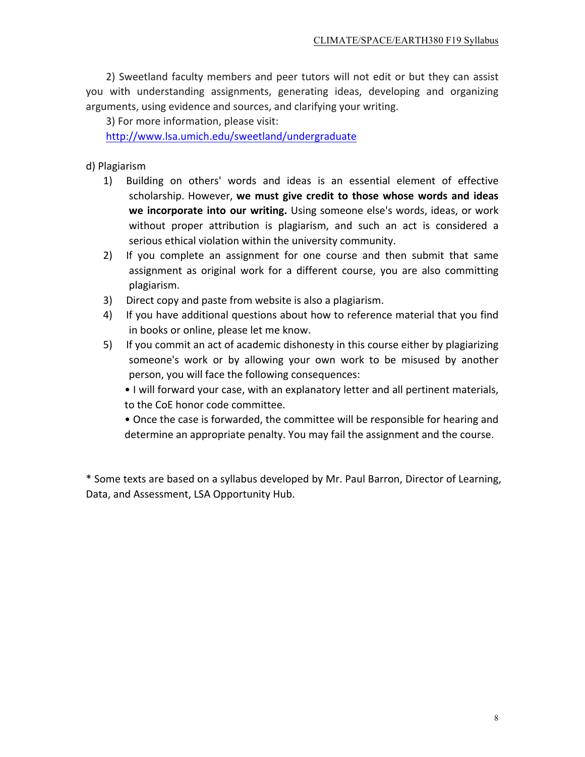2) Sweetland faculty members and peer tutors will not edit or but they can assist you with understanding assignments, generating ideas, developing and organizing arguments, using evidence and sources, and clarifying your writing.

3) For more information, please visit: [http://www.lsa.umich.edu/sweetland/undergraduate](http://www.lsa.umich.edu/sweetland/undergraduate)

d) Plagiarism

1) Building on others' words and ideas is an essential element of effective scholarship. However, **we must give credit to those whose words and ideas we incorporate into our writing.** Using someone else's words, ideas, or work without proper attribution is plagiarism, and such an act is considered a serious ethical violation within the university community.
2) If you complete an assignment for one course and then submit that same assignment as original work for a different course, you are also committing plagiarism.
3) Direct copy and paste from website is also a plagiarism.
4) If you have additional questions about how to reference material that you find in books or online, please let me know.
5) If you commit an act of academic dishonesty in this course either by plagiarizing someone's work or by allowing your own work to be misused by another person, you will face the following consequences:
   - I will forward your case, with an explanatory letter and all pertinent materials, to the CoE honor code committee.
   - Once the case is forwarded, the committee will be responsible for hearing and determine an appropriate penalty. You may fail the assignment and the course.

* Some texts are based on a syllabus developed by Mr. Paul Barron, Director of Learning, Data, and Assessment, LSA Opportunity Hub.